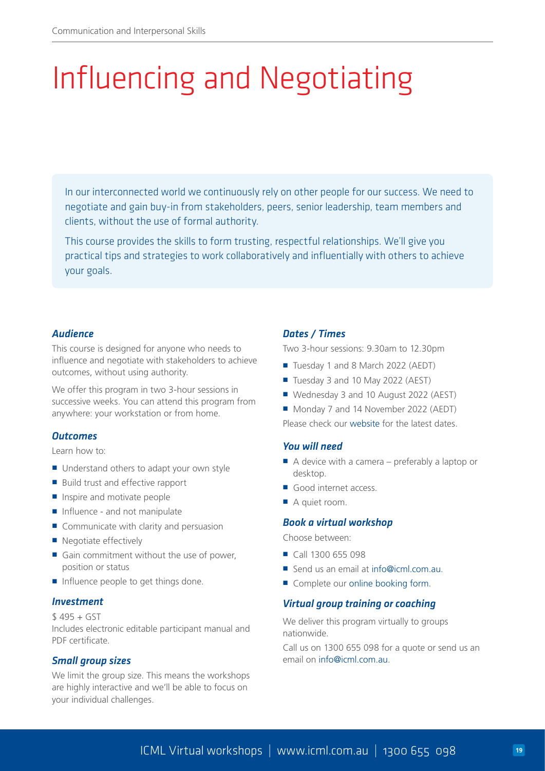# Influencing and Negotiating

In our interconnected world we continuously rely on other people for our success. We need to negotiate and gain buy-in from stakeholders, peers, senior leadership, team members and clients, without the use of formal authority.

This course provides the skills to form trusting, respectful relationships. We'll give you practical tips and strategies to work collaboratively and influentially with others to achieve your goals.

### *Audience*

This course is designed for anyone who needs to influence and negotiate with stakeholders to achieve outcomes, without using authority.

We offer this program in two 3-hour sessions in successive weeks. You can attend this program from anywhere: your workstation or from home.

### *Outcomes*

Learn how to:

- Understand others to adapt your own style
- Build trust and effective rapport
- Inspire and motivate people
- Influence - and not manipulate
- Communicate with clarity and persuasion
- Negotiate effectively
- Gain commitment without the use of power, position or status
- Influence people to get things done.

### *Investment*

$ 495 + GST
Includes electronic editable participant manual and PDF certificate.

### *Small group sizes*

We limit the group size. This means the workshops are highly interactive and we'll be able to focus on your individual challenges.

### *Dates / Times*

Two 3-hour sessions: 9.30am to 12.30pm

- Tuesday 1 and 8 March 2022 (AEDT)
- Tuesday 3 and 10 May 2022 (AEST)
- Wednesday 3 and 10 August 2022 (AEST)
- Monday 7 and 14 November 2022 (AEDT)

Please check our website for the latest dates.

### *You will need*

- A device with a camera – preferably a laptop or desktop.
- Good internet access.
- A quiet room.

### *Book a virtual workshop*

Choose between:

- Call 1300 655 098
- Send us an email at info@icml.com.au.
- Complete our online booking form.

### *Virtual group training or coaching*

We deliver this program virtually to groups nationwide.

Call us on 1300 655 098 for a quote or send us an email on info@icml.com.au.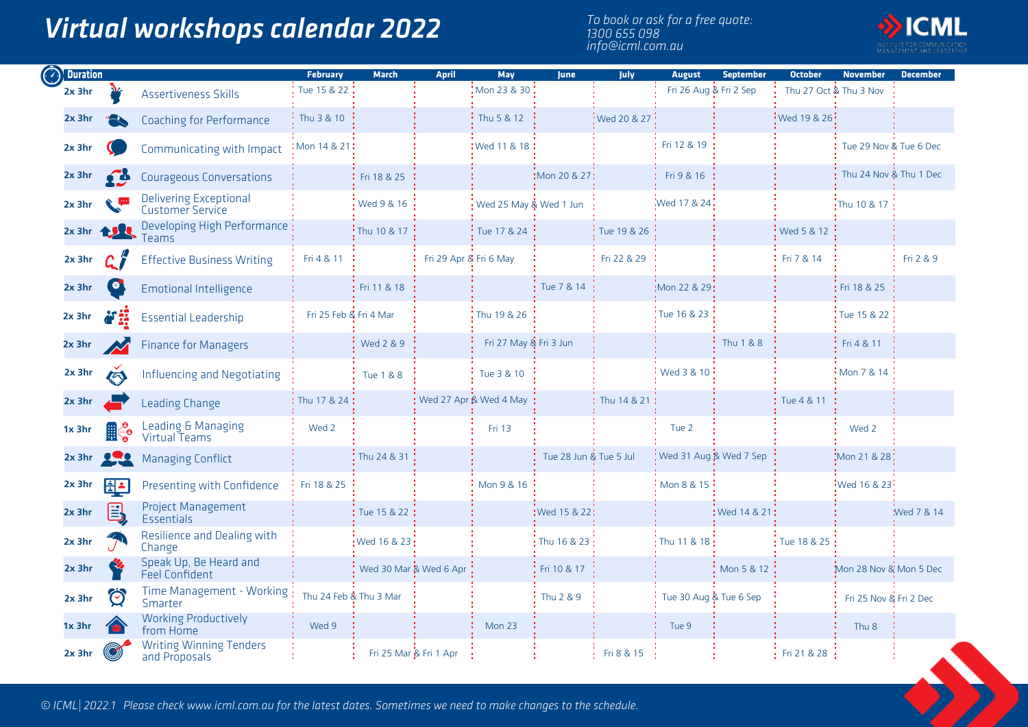# Virtual workshops calendar 2022

*To book or ask for a free quote:*
*1300 655 098*
*info@icml.com.au*

ICML
INSTITUTE FOR COMMUNICATION MANAGEMENT AND LEADERSHIP

| Duration | Workshop | February | March | April | May | June | July | August | September | October | November | December |
|---|---|---|---|---|---|---|---|---|---|---|---|---|
| 2x 3hr | Assertiveness Skills | Tue 15 & 22 | | | Mon 23 & 30 | | | Fri 26 Aug & Fri 2 Sep | | Thu 27 Oct & Thu 3 Nov | | |
| 2x 3hr | Coaching for Performance | Thu 3 & 10 | | | Thu 5 & 12 | | Wed 20 & 27 | | | Wed 19 & 26 | | |
| 2x 3hr | Communicating with Impact | Mon 14 & 21 | | | Wed 11 & 18 | | | Fri 12 & 19 | | | Tue 29 Nov & Tue 6 Dec | |
| 2x 3hr | Courageous Conversations | | Fri 18 & 25 | | | Mon 20 & 27 | | Fri 9 & 16 | | | Thu 24 Nov & Thu 1 Dec | |
| 2x 3hr | Delivering Exceptional Customer Service | | Wed 9 & 16 | | Wed 25 May & Wed 1 Jun | | | Wed 17 & 24 | | | Thu 10 & 17 | |
| 2x 3hr | Developing High Performance Teams | | Thu 10 & 17 | | Tue 17 & 24 | | Tue 19 & 26 | | | Wed 5 & 12 | | |
| 2x 3hr | Effective Business Writing | Fri 4 & 11 | | Fri 29 Apr & Fri 6 May | | | Fri 22 & 29 | | | Fri 7 & 14 | | Fri 2 & 9 |
| 2x 3hr | Emotional Intelligence | | Fri 11 & 18 | | | Tue 7 & 14 | | Mon 22 & 29 | | | Fri 18 & 25 | |
| 2x 3hr | Essential Leadership | Fri 25 Feb & Fri 4 Mar | | | Thu 19 & 26 | | | Tue 16 & 23 | | | Tue 15 & 22 | |
| 2x 3hr | Finance for Managers | | Wed 2 & 9 | | Fri 27 May & Fri 3 Jun | | | | Thu 1 & 8 | | Fri 4 & 11 | |
| 2x 3hr | Influencing and Negotiating | | Tue 1 & 8 | | Tue 3 & 10 | | | Wed 3 & 10 | | | Mon 7 & 14 | |
| 2x 3hr | Leading Change | Thu 17 & 24 | | Wed 27 Apr & Wed 4 May | | | Thu 14 & 21 | | | Tue 4 & 11 | | |
| 1x 3hr | Leading & Managing Virtual Teams | Wed 2 | | | Fri 13 | | | Tue 2 | | | Wed 2 | |
| 2x 3hr | Managing Conflict | | Thu 24 & 31 | | | Tue 28 Jun & Tue 5 Jul | | Wed 31 Aug & Wed 7 Sep | | | Mon 21 & 28 | |
| 2x 3hr | Presenting with Confidence | Fri 18 & 25 | | | Mon 9 & 16 | | | Mon 8 & 15 | | | Wed 16 & 23 | |
| 2x 3hr | Project Management Essentials | | Tue 15 & 22 | | | Wed 15 & 22 | | | Wed 14 & 21 | | | Wed 7 & 14 |
| 2x 3hr | Resilience and Dealing with Change | | Wed 16 & 23 | | | Thu 16 & 23 | | Thu 11 & 18 | | Tue 18 & 25 | | |
| 2x 3hr | Speak Up, Be Heard and Feel Confident | | Wed 30 Mar & Wed 6 Apr | | | Fri 10 & 17 | | | Mon 5 & 12 | | Mon 28 Nov & Mon 5 Dec | |
| 2x 3hr | Time Management - Working Smarter | Thu 24 Feb & Thu 3 Mar | | | | Thu 2 & 9 | | Tue 30 Aug & Tue 6 Sep | | | Fri 25 Nov & Fri 2 Dec | |
| 1x 3hr | Working Productively from Home | Wed 9 | | | Mon 23 | | | Tue 9 | | | Thu 8 | |
| 2x 3hr | Writing Winning Tenders and Proposals | | Fri 25 Mar & Fri 1 Apr | | | | Fri 8 & 15 | | | Fri 21 & 28 | | |

*© ICML| 2022.1 Please check www.icml.com.au for the latest dates. Sometimes we need to make changes to the schedule.*